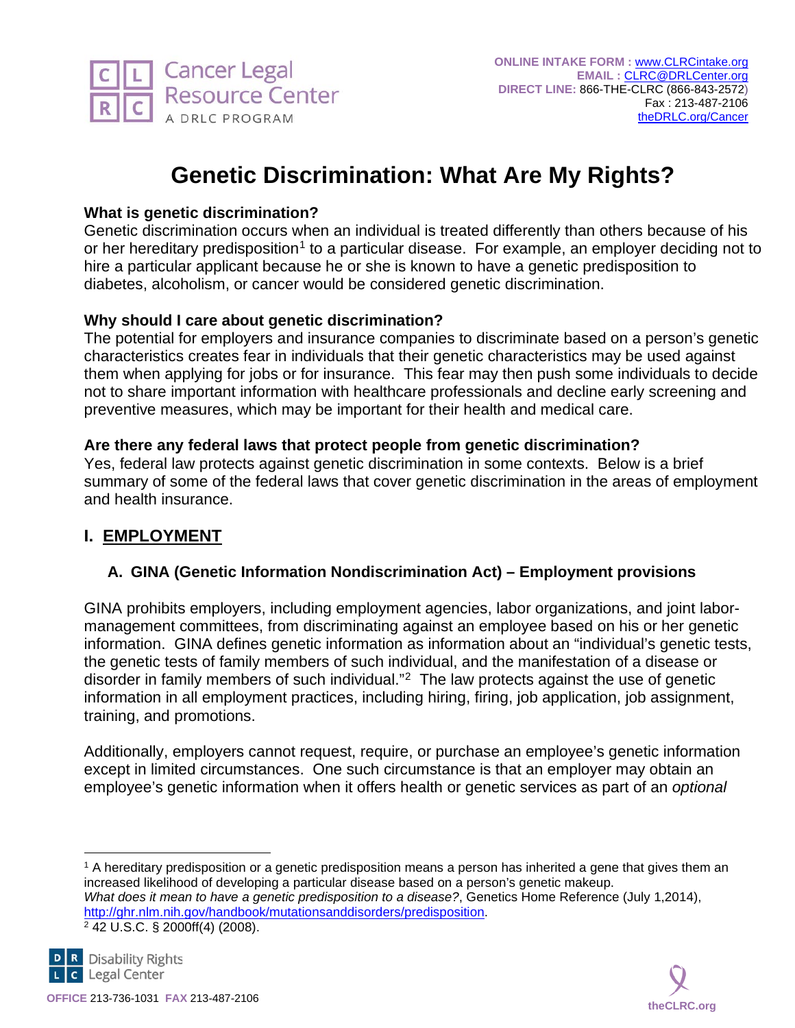ONLINE INTAKE FORM : www.CLRCintake.org
EMAIL : CLRC@DRLCenter.org
DIRECT LINE: 866-THE-CLRC (866-843-2572)
Fax : 213-487-2106
theDRLC.org/Cancer

# Genetic Discrimination: What Are My Rights?

**What is genetic discrimination?**
Genetic discrimination occurs when an individual is treated differently than others because of his or her hereditary predisposition[1] to a particular disease. For example, an employer deciding not to hire a particular applicant because he or she is known to have a genetic predisposition to diabetes, alcoholism, or cancer would be considered genetic discrimination.

**Why should I care about genetic discrimination?**
The potential for employers and insurance companies to discriminate based on a person's genetic characteristics creates fear in individuals that their genetic characteristics may be used against them when applying for jobs or for insurance. This fear may then push some individuals to decide not to share important information with healthcare professionals and decline early screening and preventive measures, which may be important for their health and medical care.

**Are there any federal laws that protect people from genetic discrimination?**
Yes, federal law protects against genetic discrimination in some contexts. Below is a brief summary of some of the federal laws that cover genetic discrimination in the areas of employment and health insurance.

## I. EMPLOYMENT

### A. GINA (Genetic Information Nondiscrimination Act) – Employment provisions

GINA prohibits employers, including employment agencies, labor organizations, and joint labor-management committees, from discriminating against an employee based on his or her genetic information. GINA defines genetic information as information about an "individual's genetic tests, the genetic tests of family members of such individual, and the manifestation of a disease or disorder in family members of such individual."[2] The law protects against the use of genetic information in all employment practices, including hiring, firing, job application, job assignment, training, and promotions.

Additionally, employers cannot request, require, or purchase an employee's genetic information except in limited circumstances. One such circumstance is that an employer may obtain an employee's genetic information when it offers health or genetic services as part of an *optional*

---

[1] A hereditary predisposition or a genetic predisposition means a person has inherited a gene that gives them an increased likelihood of developing a particular disease based on a person's genetic makeup. *What does it mean to have a genetic predisposition to a disease?*, Genetics Home Reference (July 1,2014), http://ghr.nlm.nih.gov/handbook/mutationsanddisorders/predisposition.

[2] 42 U.S.C. § 2000ff(4) (2008).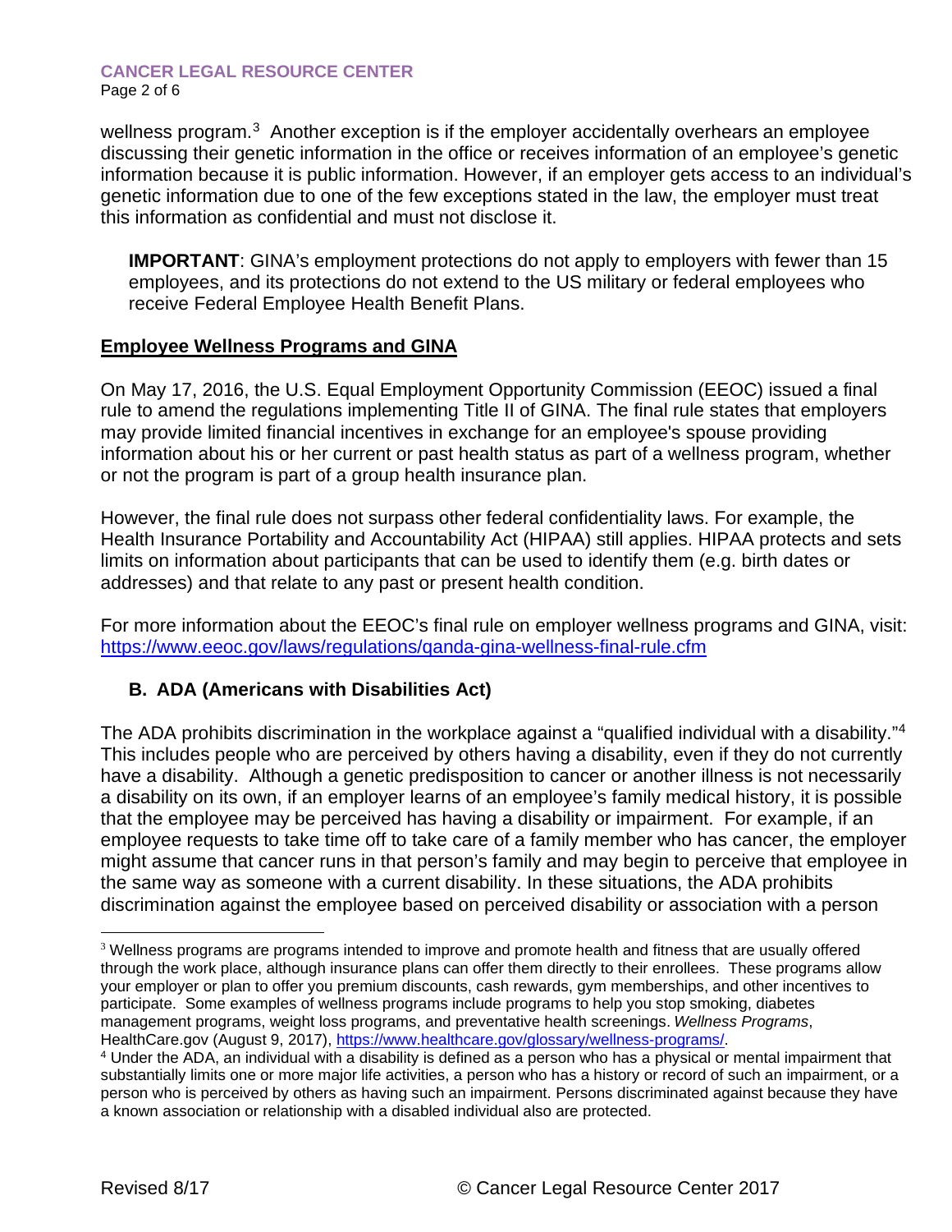wellness program.[3] Another exception is if the employer accidentally overhears an employee discussing their genetic information in the office or receives information of an employee's genetic information because it is public information. However, if an employer gets access to an individual's genetic information due to one of the few exceptions stated in the law, the employer must treat this information as confidential and must not disclose it.

> **IMPORTANT**: GINA's employment protections do not apply to employers with fewer than 15 employees, and its protections do not extend to the US military or federal employees who receive Federal Employee Health Benefit Plans.

**Employee Wellness Programs and GINA**

On May 17, 2016, the U.S. Equal Employment Opportunity Commission (EEOC) issued a final rule to amend the regulations implementing Title II of GINA. The final rule states that employers may provide limited financial incentives in exchange for an employee's spouse providing information about his or her current or past health status as part of a wellness program, whether or not the program is part of a group health insurance plan.

However, the final rule does not surpass other federal confidentiality laws. For example, the Health Insurance Portability and Accountability Act (HIPAA) still applies. HIPAA protects and sets limits on information about participants that can be used to identify them (e.g. birth dates or addresses) and that relate to any past or present health condition.

For more information about the EEOC's final rule on employer wellness programs and GINA, visit: https://www.eeoc.gov/laws/regulations/qanda-gina-wellness-final-rule.cfm

### B. ADA (Americans with Disabilities Act)

The ADA prohibits discrimination in the workplace against a "qualified individual with a disability."[4] This includes people who are perceived by others having a disability, even if they do not currently have a disability. Although a genetic predisposition to cancer or another illness is not necessarily a disability on its own, if an employer learns of an employee's family medical history, it is possible that the employee may be perceived has having a disability or impairment. For example, if an employee requests to take time off to take care of a family member who has cancer, the employer might assume that cancer runs in that person's family and may begin to perceive that employee in the same way as someone with a current disability. In these situations, the ADA prohibits discrimination against the employee based on perceived disability or association with a person

---

[3] Wellness programs are programs intended to improve and promote health and fitness that are usually offered through the work place, although insurance plans can offer them directly to their enrollees. These programs allow your employer or plan to offer you premium discounts, cash rewards, gym memberships, and other incentives to participate. Some examples of wellness programs include programs to help you stop smoking, diabetes management programs, weight loss programs, and preventative health screenings. *Wellness Programs*, HealthCare.gov (August 9, 2017), https://www.healthcare.gov/glossary/wellness-programs/.

[4] Under the ADA, an individual with a disability is defined as a person who has a physical or mental impairment that substantially limits one or more major life activities, a person who has a history or record of such an impairment, or a person who is perceived by others as having such an impairment. Persons discriminated against because they have a known association or relationship with a disabled individual also are protected.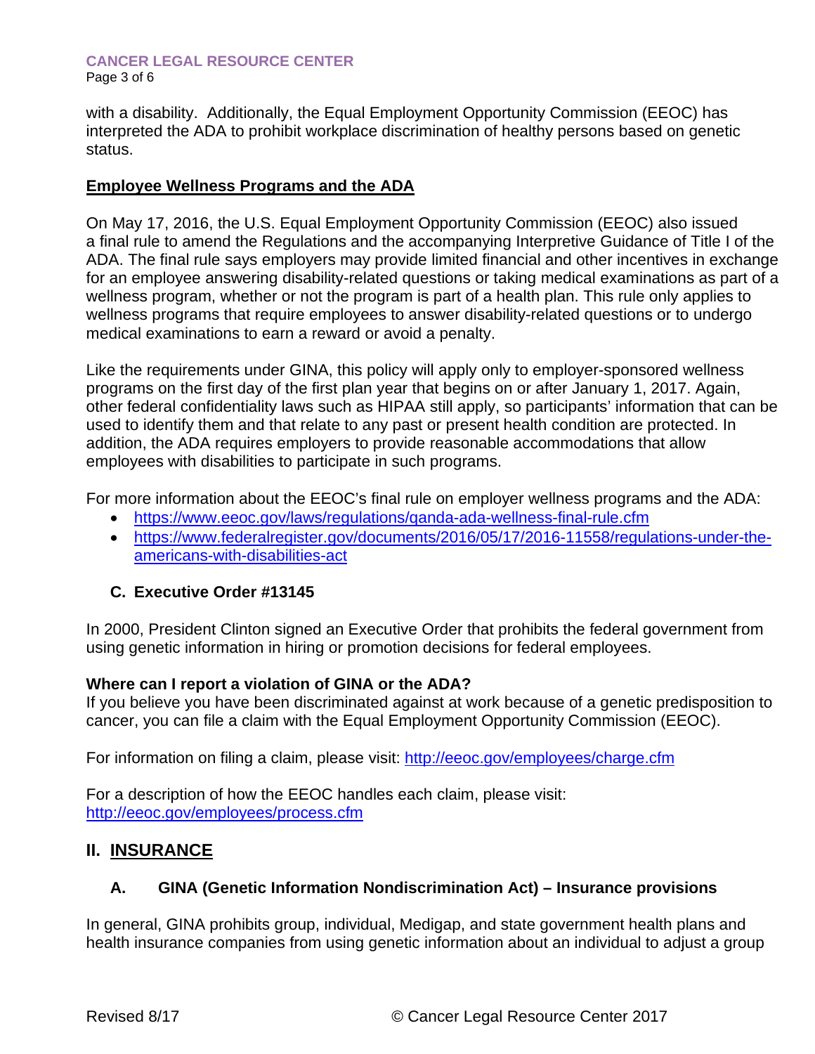with a disability. Additionally, the Equal Employment Opportunity Commission (EEOC) has interpreted the ADA to prohibit workplace discrimination of healthy persons based on genetic status.

**Employee Wellness Programs and the ADA**

On May 17, 2016, the U.S. Equal Employment Opportunity Commission (EEOC) also issued a final rule to amend the Regulations and the accompanying Interpretive Guidance of Title I of the ADA. The final rule says employers may provide limited financial and other incentives in exchange for an employee answering disability-related questions or taking medical examinations as part of a wellness program, whether or not the program is part of a health plan. This rule only applies to wellness programs that require employees to answer disability-related questions or to undergo medical examinations to earn a reward or avoid a penalty.

Like the requirements under GINA, this policy will apply only to employer-sponsored wellness programs on the first day of the first plan year that begins on or after January 1, 2017. Again, other federal confidentiality laws such as HIPAA still apply, so participants' information that can be used to identify them and that relate to any past or present health condition are protected. In addition, the ADA requires employers to provide reasonable accommodations that allow employees with disabilities to participate in such programs.

For more information about the EEOC's final rule on employer wellness programs and the ADA:

- https://www.eeoc.gov/laws/regulations/qanda-ada-wellness-final-rule.cfm
- https://www.federalregister.gov/documents/2016/05/17/2016-11558/regulations-under-the-americans-with-disabilities-act

### C. Executive Order #13145

In 2000, President Clinton signed an Executive Order that prohibits the federal government from using genetic information in hiring or promotion decisions for federal employees.

**Where can I report a violation of GINA or the ADA?**
If you believe you have been discriminated against at work because of a genetic predisposition to cancer, you can file a claim with the Equal Employment Opportunity Commission (EEOC).

For information on filing a claim, please visit: http://eeoc.gov/employees/charge.cfm

For a description of how the EEOC handles each claim, please visit: http://eeoc.gov/employees/process.cfm

## II. INSURANCE

### A. GINA (Genetic Information Nondiscrimination Act) – Insurance provisions

In general, GINA prohibits group, individual, Medigap, and state government health plans and health insurance companies from using genetic information about an individual to adjust a group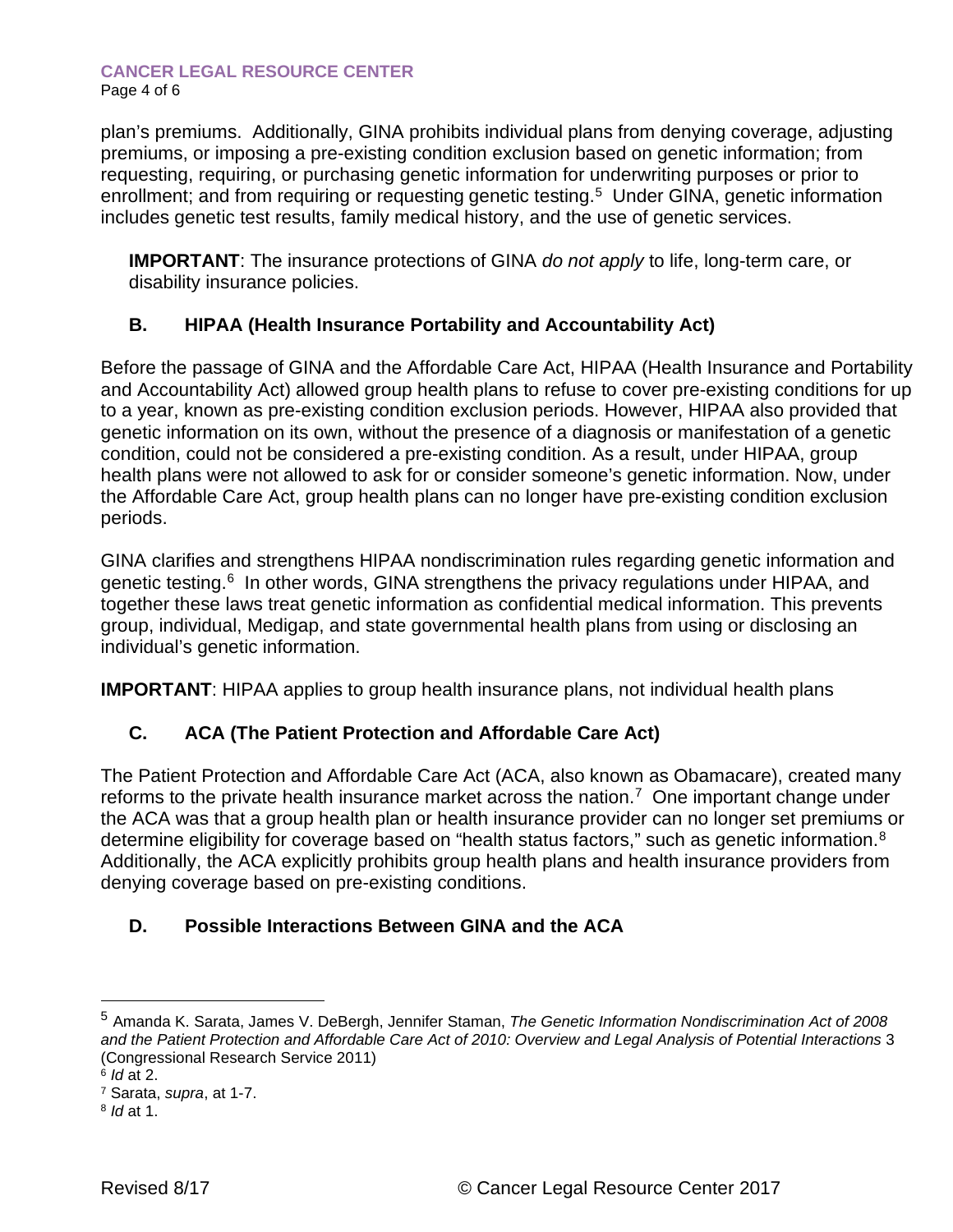plan's premiums. Additionally, GINA prohibits individual plans from denying coverage, adjusting premiums, or imposing a pre-existing condition exclusion based on genetic information; from requesting, requiring, or purchasing genetic information for underwriting purposes or prior to enrollment; and from requiring or requesting genetic testing.[5] Under GINA, genetic information includes genetic test results, family medical history, and the use of genetic services.

> **IMPORTANT**: The insurance protections of GINA *do not apply* to life, long-term care, or disability insurance policies.

### B. HIPAA (Health Insurance Portability and Accountability Act)

Before the passage of GINA and the Affordable Care Act, HIPAA (Health Insurance and Portability and Accountability Act) allowed group health plans to refuse to cover pre-existing conditions for up to a year, known as pre-existing condition exclusion periods. However, HIPAA also provided that genetic information on its own, without the presence of a diagnosis or manifestation of a genetic condition, could not be considered a pre-existing condition. As a result, under HIPAA, group health plans were not allowed to ask for or consider someone's genetic information. Now, under the Affordable Care Act, group health plans can no longer have pre-existing condition exclusion periods.

GINA clarifies and strengthens HIPAA nondiscrimination rules regarding genetic information and genetic testing.[6] In other words, GINA strengthens the privacy regulations under HIPAA, and together these laws treat genetic information as confidential medical information. This prevents group, individual, Medigap, and state governmental health plans from using or disclosing an individual's genetic information.

**IMPORTANT**: HIPAA applies to group health insurance plans, not individual health plans

### C. ACA (The Patient Protection and Affordable Care Act)

The Patient Protection and Affordable Care Act (ACA, also known as Obamacare), created many reforms to the private health insurance market across the nation.[7] One important change under the ACA was that a group health plan or health insurance provider can no longer set premiums or determine eligibility for coverage based on "health status factors," such as genetic information.[8] Additionally, the ACA explicitly prohibits group health plans and health insurance providers from denying coverage based on pre-existing conditions.

### D. Possible Interactions Between GINA and the ACA

---

[5] Amanda K. Sarata, James V. DeBergh, Jennifer Staman, *The Genetic Information Nondiscrimination Act of 2008 and the Patient Protection and Affordable Care Act of 2010: Overview and Legal Analysis of Potential Interactions* 3 (Congressional Research Service 2011)

[6] *Id* at 2.

[7] Sarata, *supra*, at 1-7.

[8] *Id* at 1.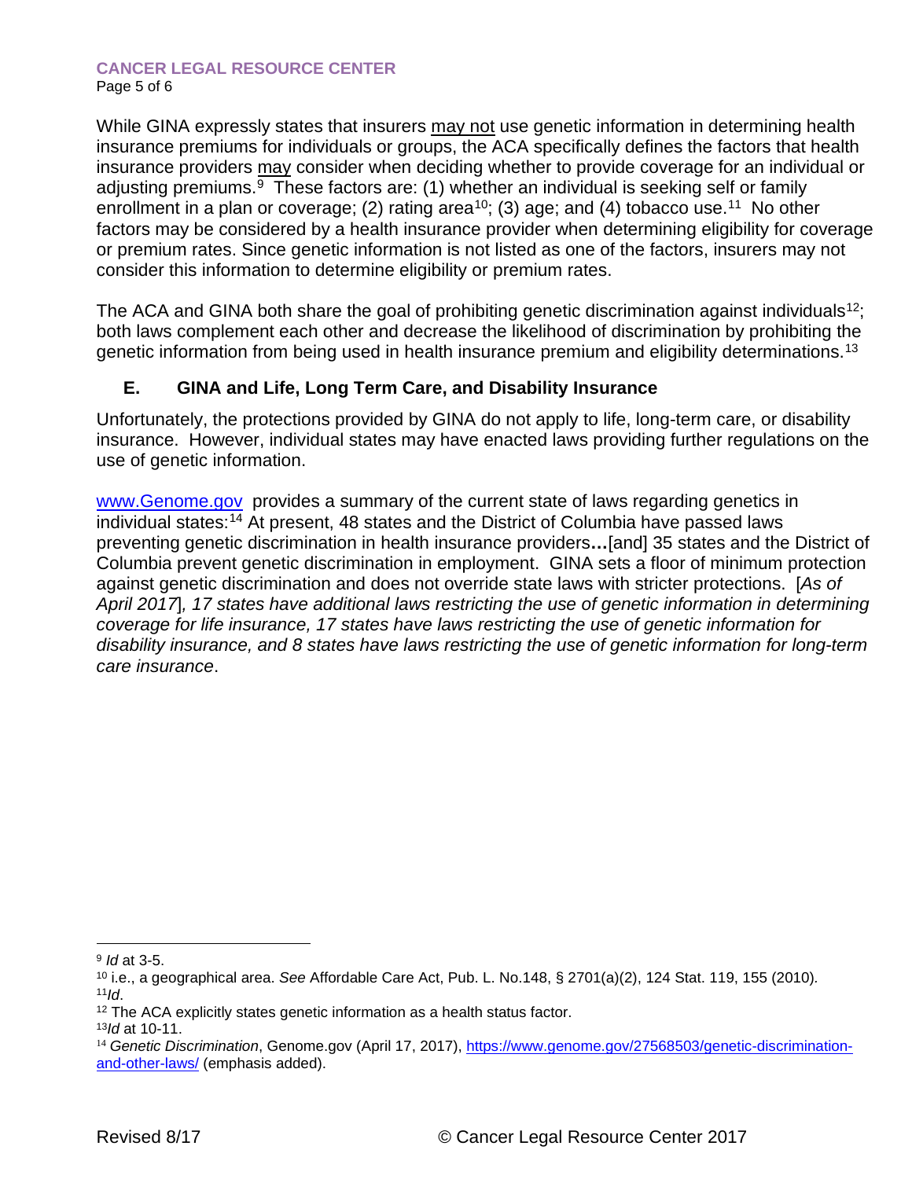While GINA expressly states that insurers may not use genetic information in determining health insurance premiums for individuals or groups, the ACA specifically defines the factors that health insurance providers may consider when deciding whether to provide coverage for an individual or adjusting premiums.[9] These factors are: (1) whether an individual is seeking self or family enrollment in a plan or coverage; (2) rating area[10]; (3) age; and (4) tobacco use.[11] No other factors may be considered by a health insurance provider when determining eligibility for coverage or premium rates. Since genetic information is not listed as one of the factors, insurers may not consider this information to determine eligibility or premium rates.

The ACA and GINA both share the goal of prohibiting genetic discrimination against individuals[12]; both laws complement each other and decrease the likelihood of discrimination by prohibiting the genetic information from being used in health insurance premium and eligibility determinations.[13]

### E. GINA and Life, Long Term Care, and Disability Insurance

Unfortunately, the protections provided by GINA do not apply to life, long-term care, or disability insurance. However, individual states may have enacted laws providing further regulations on the use of genetic information.

www.Genome.gov provides a summary of the current state of laws regarding genetics in individual states:[14] At present, 48 states and the District of Columbia have passed laws preventing genetic discrimination in health insurance providers**…**[and] 35 states and the District of Columbia prevent genetic discrimination in employment. GINA sets a floor of minimum protection against genetic discrimination and does not override state laws with stricter protections. [*As of April 2017*]*, 17 states have additional laws restricting the use of genetic information in determining coverage for life insurance, 17 states have laws restricting the use of genetic information for disability insurance, and 8 states have laws restricting the use of genetic information for long-term care insurance*.

---

[9] *Id* at 3-5.

[10] i.e., a geographical area. *See* Affordable Care Act, Pub. L. No.148, § 2701(a)(2), 124 Stat. 119, 155 (2010).

[11] *Id*.

[12] The ACA explicitly states genetic information as a health status factor.

[13] *Id* at 10-11.

[14] *Genetic Discrimination*, Genome.gov (April 17, 2017), https://www.genome.gov/27568503/genetic-discrimination-and-other-laws/ (emphasis added).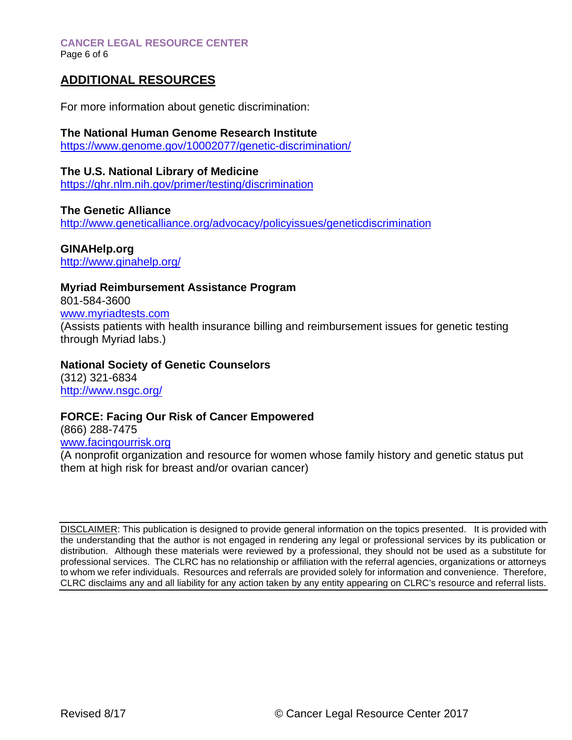## ADDITIONAL RESOURCES

For more information about genetic discrimination:

**The National Human Genome Research Institute**
https://www.genome.gov/10002077/genetic-discrimination/

**The U.S. National Library of Medicine**
https://ghr.nlm.nih.gov/primer/testing/discrimination

**The Genetic Alliance**
http://www.geneticalliance.org/advocacy/policyissues/geneticdiscrimination

**GINAHelp.org**
http://www.ginahelp.org/

**Myriad Reimbursement Assistance Program**
801-584-3600
www.myriadtests.com
(Assists patients with health insurance billing and reimbursement issues for genetic testing through Myriad labs.)

**National Society of Genetic Counselors**
(312) 321-6834
http://www.nsgc.org/

**FORCE: Facing Our Risk of Cancer Empowered**
(866) 288-7475
www.facingourrisk.org
(A nonprofit organization and resource for women whose family history and genetic status put them at high risk for breast and/or ovarian cancer)

---

DISCLAIMER: This publication is designed to provide general information on the topics presented. It is provided with the understanding that the author is not engaged in rendering any legal or professional services by its publication or distribution. Although these materials were reviewed by a professional, they should not be used as a substitute for professional services. The CLRC has no relationship or affiliation with the referral agencies, organizations or attorneys to whom we refer individuals. Resources and referrals are provided solely for information and convenience. Therefore, CLRC disclaims any and all liability for any action taken by any entity appearing on CLRC's resource and referral lists.

---

Revised 8/17 © Cancer Legal Resource Center 2017